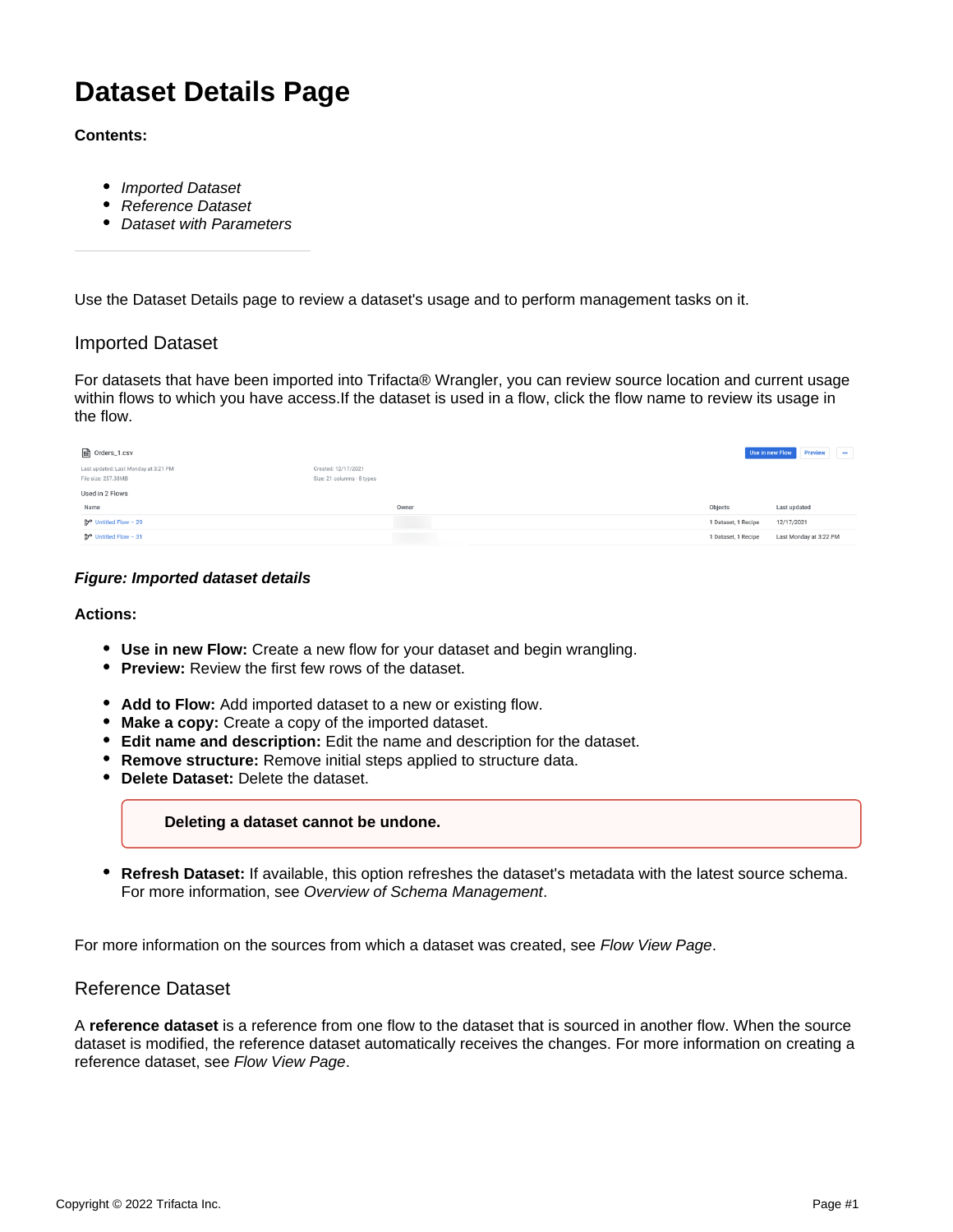# Dataset Details Page

**Contents:**

- *Imported Dataset*
- *Reference Dataset*
- *Dataset with Parameters*

---

Use the Dataset Details page to review a dataset's usage and to perform management tasks on it.

## Imported Dataset

For datasets that have been imported into Trifacta® Wrangler, you can review source location and current usage within flows to which you have access.If the dataset is used in a flow, click the flow name to review its usage in the flow.

***Figure: Imported dataset details***

**Actions:**

- **Use in new Flow:** Create a new flow for your dataset and begin wrangling.
- **Preview:** Review the first few rows of the dataset.

- **Add to Flow:** Add imported dataset to a new or existing flow.
- **Make a copy:** Create a copy of the imported dataset.
- **Edit name and description:** Edit the name and description for the dataset.
- **Remove structure:** Remove initial steps applied to structure data.
- **Delete Dataset:** Delete the dataset.

> **Deleting a dataset cannot be undone.**

- **Refresh Dataset:** If available, this option refreshes the dataset's metadata with the latest source schema. For more information, see *Overview of Schema Management*.

For more information on the sources from which a dataset was created, see *Flow View Page*.

## Reference Dataset

A **reference dataset** is a reference from one flow to the dataset that is sourced in another flow. When the source dataset is modified, the reference dataset automatically receives the changes. For more information on creating a reference dataset, see *Flow View Page*.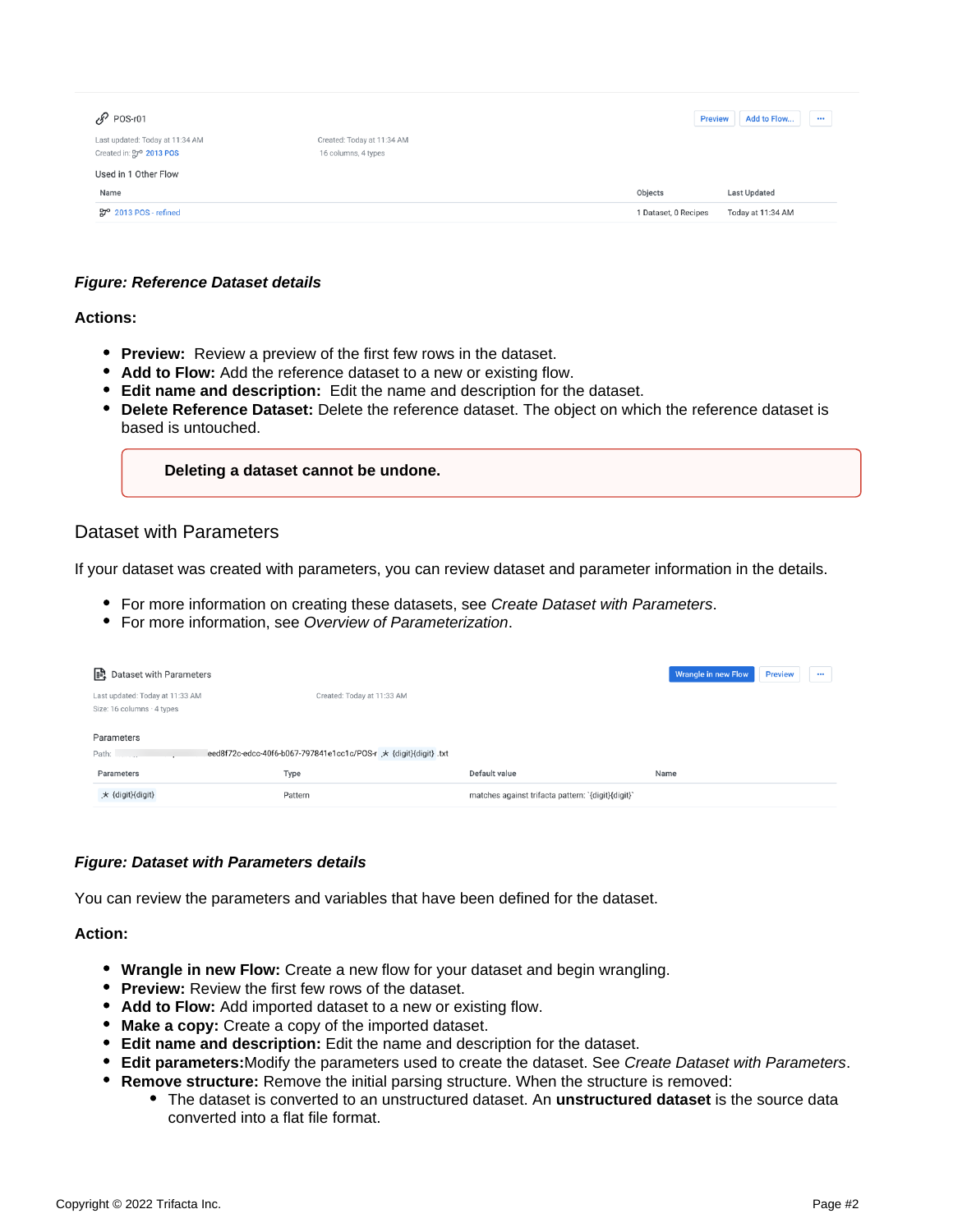**Figure: Reference Dataset details**

**Actions:**

- **Preview:** Review a preview of the first few rows in the dataset.
- **Add to Flow:** Add the reference dataset to a new or existing flow.
- **Edit name and description:** Edit the name and description for the dataset.
- **Delete Reference Dataset:** Delete the reference dataset. The object on which the reference dataset is based is untouched.

> **Deleting a dataset cannot be undone.**

## Dataset with Parameters

If your dataset was created with parameters, you can review dataset and parameter information in the details.

- For more information on creating these datasets, see *Create Dataset with Parameters*.
- For more information, see *Overview of Parameterization*.

**Figure: Dataset with Parameters details**

You can review the parameters and variables that have been defined for the dataset.

**Action:**

- **Wrangle in new Flow:** Create a new flow for your dataset and begin wrangling.
- **Preview:** Review the first few rows of the dataset.
- **Add to Flow:** Add imported dataset to a new or existing flow.
- **Make a copy:** Create a copy of the imported dataset.
- **Edit name and description:** Edit the name and description for the dataset.
- **Edit parameters:** Modify the parameters used to create the dataset. See *Create Dataset with Parameters*.
- **Remove structure:** Remove the initial parsing structure. When the structure is removed:
  - The dataset is converted to an unstructured dataset. An **unstructured dataset** is the source data converted into a flat file format.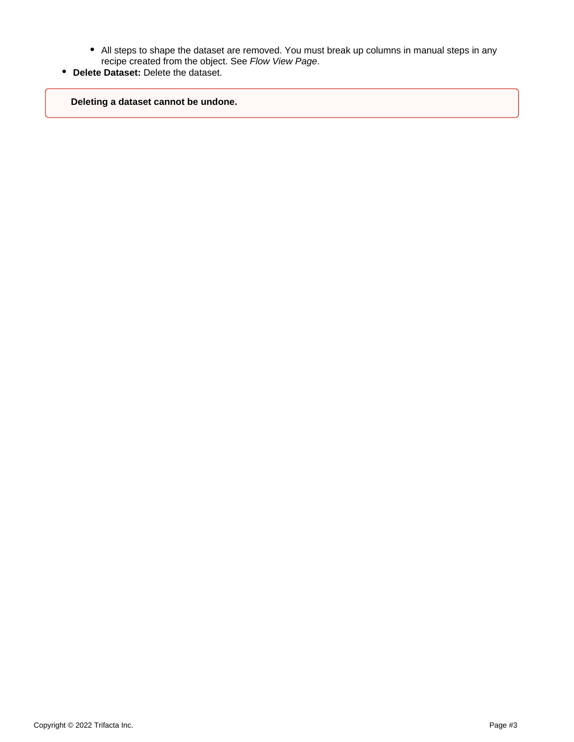- All steps to shape the dataset are removed. You must break up columns in manual steps in any recipe created from the object. See *Flow View Page*.
- **Delete Dataset:** Delete the dataset.

> **Deleting a dataset cannot be undone.**